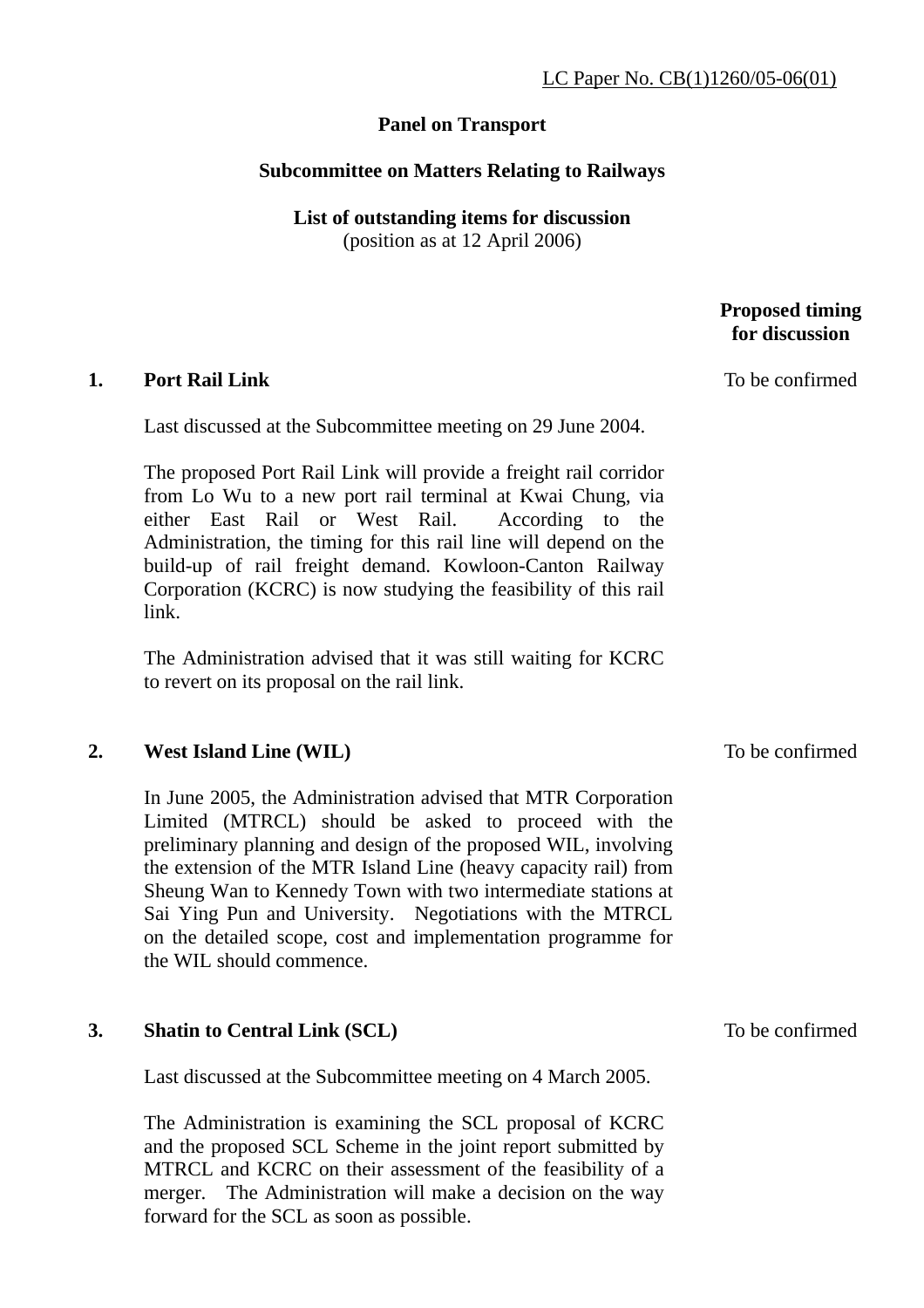LC Paper No. CB(1)1260/05-06(01)

**Panel on Transport**

**Subcommittee on Matters Relating to Railways**

**List of outstanding items for discussion**
(position as at 12 April 2006)

**Proposed timing for discussion**

**1. Port Rail Link** — To be confirmed

Last discussed at the Subcommittee meeting on 29 June 2004.

The proposed Port Rail Link will provide a freight rail corridor from Lo Wu to a new port rail terminal at Kwai Chung, via either East Rail or West Rail. According to the Administration, the timing for this rail line will depend on the build-up of rail freight demand. Kowloon-Canton Railway Corporation (KCRC) is now studying the feasibility of this rail link.

The Administration advised that it was still waiting for KCRC to revert on its proposal on the rail link.

**2. West Island Line (WIL)** — To be confirmed

In June 2005, the Administration advised that MTR Corporation Limited (MTRCL) should be asked to proceed with the preliminary planning and design of the proposed WIL, involving the extension of the MTR Island Line (heavy capacity rail) from Sheung Wan to Kennedy Town with two intermediate stations at Sai Ying Pun and University. Negotiations with the MTRCL on the detailed scope, cost and implementation programme for the WIL should commence.

**3. Shatin to Central Link (SCL)** — To be confirmed

Last discussed at the Subcommittee meeting on 4 March 2005.

The Administration is examining the SCL proposal of KCRC and the proposed SCL Scheme in the joint report submitted by MTRCL and KCRC on their assessment of the feasibility of a merger. The Administration will make a decision on the way forward for the SCL as soon as possible.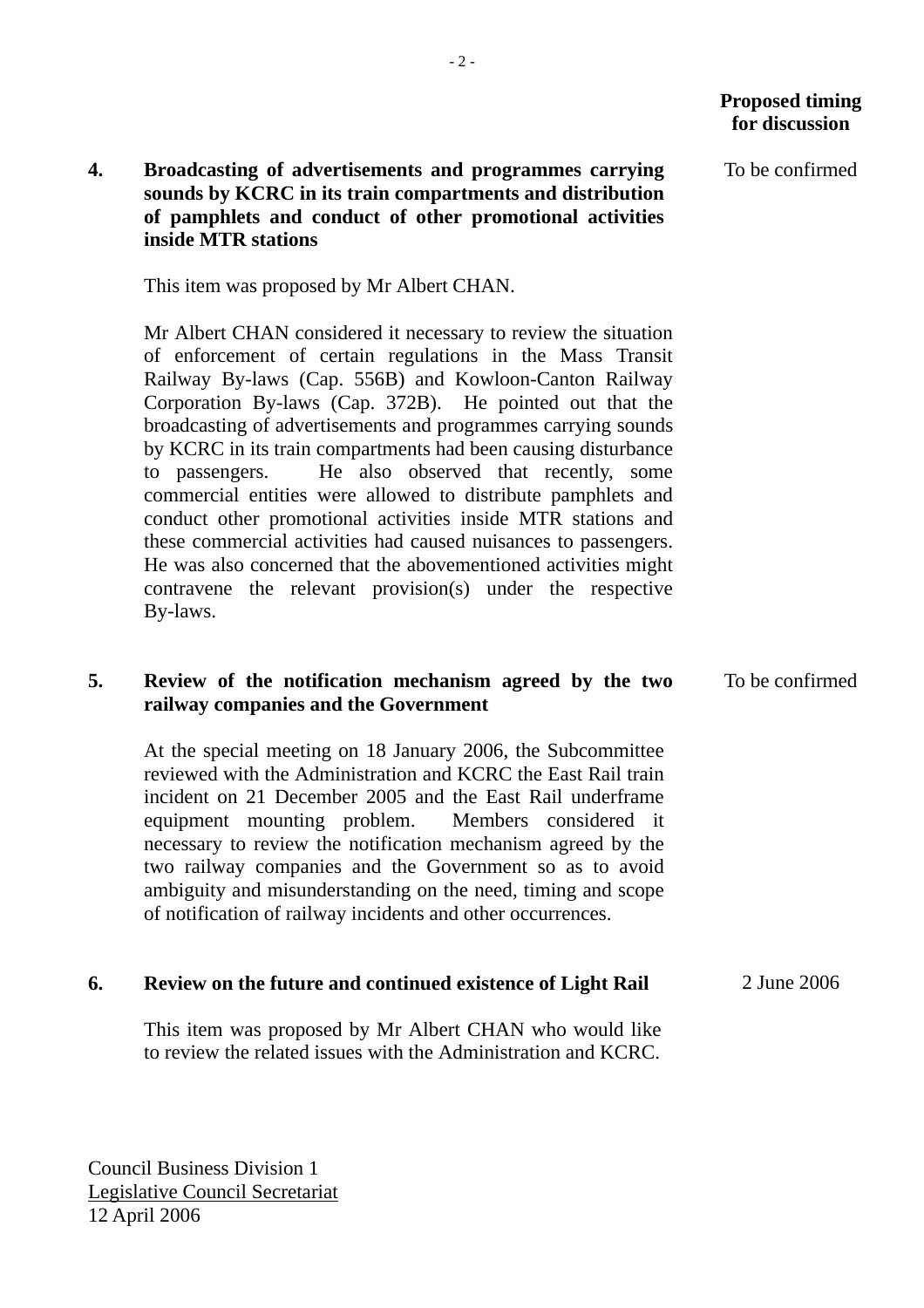**Proposed timing for discussion**

**4. Broadcasting of advertisements and programmes carrying sounds by KCRC in its train compartments and distribution of pamphlets and conduct of other promotional activities inside MTR stations** — To be confirmed

This item was proposed by Mr Albert CHAN.

Mr Albert CHAN considered it necessary to review the situation of enforcement of certain regulations in the Mass Transit Railway By-laws (Cap. 556B) and Kowloon-Canton Railway Corporation By-laws (Cap. 372B). He pointed out that the broadcasting of advertisements and programmes carrying sounds by KCRC in its train compartments had been causing disturbance to passengers. He also observed that recently, some commercial entities were allowed to distribute pamphlets and conduct other promotional activities inside MTR stations and these commercial activities had caused nuisances to passengers. He was also concerned that the abovementioned activities might contravene the relevant provision(s) under the respective By-laws.

**5. Review of the notification mechanism agreed by the two railway companies and the Government** — To be confirmed

At the special meeting on 18 January 2006, the Subcommittee reviewed with the Administration and KCRC the East Rail train incident on 21 December 2005 and the East Rail underframe equipment mounting problem. Members considered it necessary to review the notification mechanism agreed by the two railway companies and the Government so as to avoid ambiguity and misunderstanding on the need, timing and scope of notification of railway incidents and other occurrences.

**6. Review on the future and continued existence of Light Rail** — 2 June 2006

This item was proposed by Mr Albert CHAN who would like to review the related issues with the Administration and KCRC.

Council Business Division 1
Legislative Council Secretariat
12 April 2006